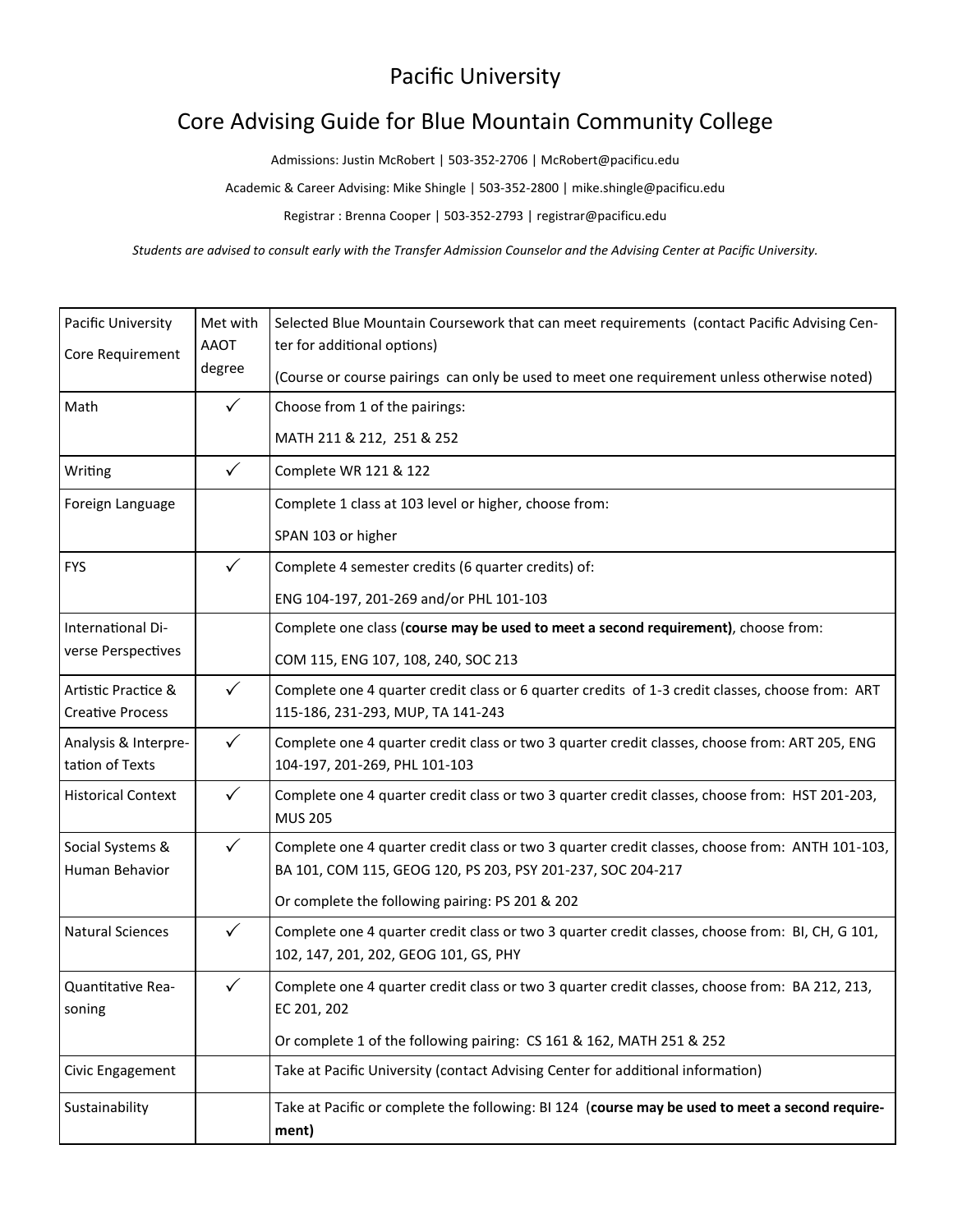# Pacific University

## Core Advising Guide for Blue Mountain Community College

Admissions: Justin McRobert | 503-352-2706 | McRobert@pacificu.edu

Academic & Career Advising: Mike Shingle | 503-352-2800 | mike.shingle@pacificu.edu

Registrar : Brenna Cooper | 503-352-2793 | registrar@pacificu.edu

*Students are advised to consult early with the Transfer Admission Counselor and the Advising Center at Pacific University.*

| Pacific University Core Requirement | Met with AAOT degree | Selected Blue Mountain Coursework that can meet requirements (contact Pacific Advising Center for additional options)<br>(Course or course pairings can only be used to meet one requirement unless otherwise noted) |
|---|---|---|
| Math | ✓ | Choose from 1 of the pairings:<br>MATH 211 & 212, 251 & 252 |
| Writing | ✓ | Complete WR 121 & 122 |
| Foreign Language | | Complete 1 class at 103 level or higher, choose from:<br>SPAN 103 or higher |
| FYS | ✓ | Complete 4 semester credits (6 quarter credits) of:<br>ENG 104-197, 201-269 and/or PHL 101-103 |
| International Diverse Perspectives | | Complete one class (**course may be used to meet a second requirement**), choose from:<br>COM 115, ENG 107, 108, 240, SOC 213 |
| Artistic Practice & Creative Process | ✓ | Complete one 4 quarter credit class or 6 quarter credits of 1-3 credit classes, choose from: ART 115-186, 231-293, MUP, TA 141-243 |
| Analysis & Interpretation of Texts | ✓ | Complete one 4 quarter credit class or two 3 quarter credit classes, choose from: ART 205, ENG 104-197, 201-269, PHL 101-103 |
| Historical Context | ✓ | Complete one 4 quarter credit class or two 3 quarter credit classes, choose from: HST 201-203, MUS 205 |
| Social Systems & Human Behavior | ✓ | Complete one 4 quarter credit class or two 3 quarter credit classes, choose from: ANTH 101-103, BA 101, COM 115, GEOG 120, PS 203, PSY 201-237, SOC 204-217<br>Or complete the following pairing: PS 201 & 202 |
| Natural Sciences | ✓ | Complete one 4 quarter credit class or two 3 quarter credit classes, choose from: BI, CH, G 101, 102, 147, 201, 202, GEOG 101, GS, PHY |
| Quantitative Reasoning | ✓ | Complete one 4 quarter credit class or two 3 quarter credit classes, choose from: BA 212, 213, EC 201, 202<br>Or complete 1 of the following pairing: CS 161 & 162, MATH 251 & 252 |
| Civic Engagement | | Take at Pacific University (contact Advising Center for additional information) |
| Sustainability | | Take at Pacific or complete the following: BI 124 (**course may be used to meet a second requirement)** |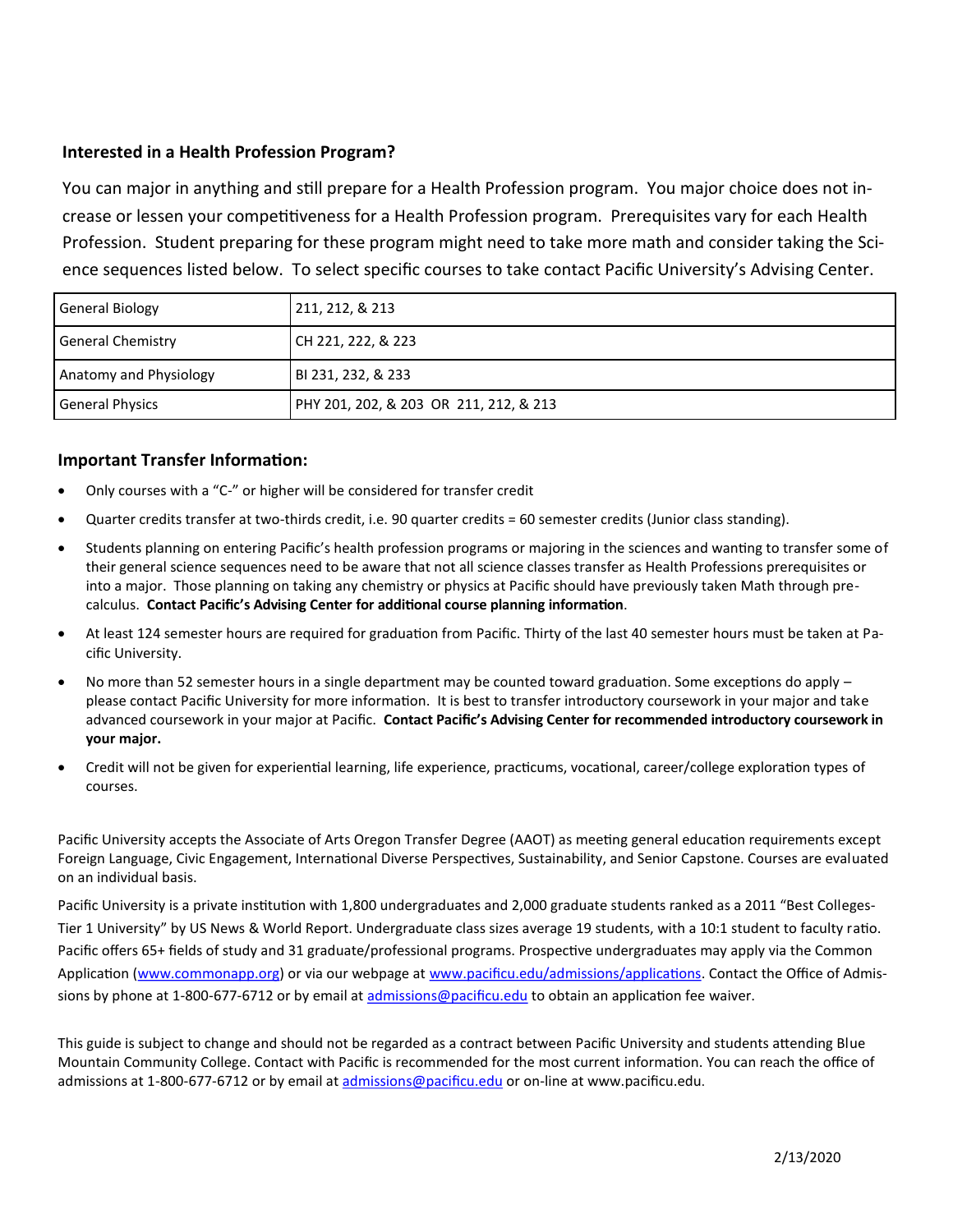### Interested in a Health Profession Program?

You can major in anything and still prepare for a Health Profession program. You major choice does not increase or lessen your competitiveness for a Health Profession program. Prerequisites vary for each Health Profession. Student preparing for these program might need to take more math and consider taking the Science sequences listed below. To select specific courses to take contact Pacific University's Advising Center.

| | |
|---|---|
| General Biology | 211, 212, & 213 |
| General Chemistry | CH 221, 222, & 223 |
| Anatomy and Physiology | BI 231, 232, & 233 |
| General Physics | PHY 201, 202, & 203 OR 211, 212, & 213 |

### Important Transfer Information:

- Only courses with a "C-" or higher will be considered for transfer credit
- Quarter credits transfer at two-thirds credit, i.e. 90 quarter credits = 60 semester credits (Junior class standing).
- Students planning on entering Pacific's health profession programs or majoring in the sciences and wanting to transfer some of their general science sequences need to be aware that not all science classes transfer as Health Professions prerequisites or into a major. Those planning on taking any chemistry or physics at Pacific should have previously taken Math through precalculus. **Contact Pacific's Advising Center for additional course planning information**.
- At least 124 semester hours are required for graduation from Pacific. Thirty of the last 40 semester hours must be taken at Pacific University.
- No more than 52 semester hours in a single department may be counted toward graduation. Some exceptions do apply – please contact Pacific University for more information. It is best to transfer introductory coursework in your major and take advanced coursework in your major at Pacific. **Contact Pacific's Advising Center for recommended introductory coursework in your major.**
- Credit will not be given for experiential learning, life experience, practicums, vocational, career/college exploration types of courses.

Pacific University accepts the Associate of Arts Oregon Transfer Degree (AAOT) as meeting general education requirements except Foreign Language, Civic Engagement, International Diverse Perspectives, Sustainability, and Senior Capstone. Courses are evaluated on an individual basis.

Pacific University is a private institution with 1,800 undergraduates and 2,000 graduate students ranked as a 2011 "Best Colleges-Tier 1 University" by US News & World Report. Undergraduate class sizes average 19 students, with a 10:1 student to faculty ratio. Pacific offers 65+ fields of study and 31 graduate/professional programs. Prospective undergraduates may apply via the Common Application (www.commonapp.org) or via our webpage at www.pacificu.edu/admissions/applications. Contact the Office of Admissions by phone at 1-800-677-6712 or by email at admissions@pacificu.edu to obtain an application fee waiver.

This guide is subject to change and should not be regarded as a contract between Pacific University and students attending Blue Mountain Community College. Contact with Pacific is recommended for the most current information. You can reach the office of admissions at 1-800-677-6712 or by email at admissions@pacificu.edu or on-line at www.pacificu.edu.

2/13/2020